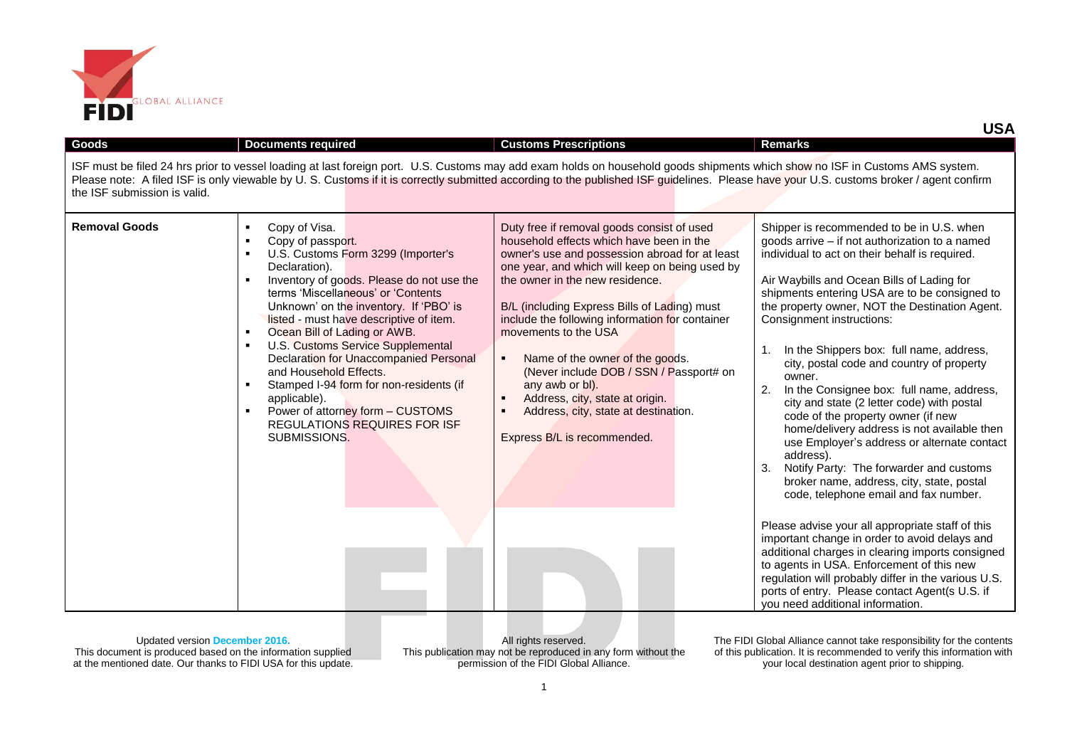# USA

| Goods | Documents required | Customs Prescriptions | Remarks |
|---|---|---|---|
| ISF must be filed 24 hrs prior to vessel loading at last foreign port. U.S. Customs may add exam holds on household goods shipments which show no ISF in Customs AMS system. Please note: A filed ISF is only viewable by U. S. Customs if it is correctly submitted according to the published ISF guidelines. Please have your U.S. customs broker / agent confirm the ISF submission is valid. | | | |
| **Removal Goods** | ▪ Copy of Visa.<br>▪ Copy of passport.<br>▪ U.S. Customs Form 3299 (Importer's Declaration).<br>▪ Inventory of goods. Please do not use the terms 'Miscellaneous' or 'Contents Unknown' on the inventory. If 'PBO' is listed - must have descriptive of item.<br>▪ Ocean Bill of Lading or AWB.<br>▪ U.S. Customs Service Supplemental Declaration for Unaccompanied Personal and Household Effects.<br>▪ Stamped I-94 form for non-residents (if applicable).<br>▪ Power of attorney form – CUSTOMS REGULATIONS REQUIRES FOR ISF SUBMISSIONS. | Duty free if removal goods consist of used household effects which have been in the owner's use and possession abroad for at least one year, and which will keep on being used by the owner in the new residence.<br><br>B/L (including Express Bills of Lading) must include the following information for container movements to the USA<br><br>▪ Name of the owner of the goods. (Never include DOB / SSN / Passport# on any awb or bl).<br>▪ Address, city, state at origin.<br>▪ Address, city, state at destination.<br><br>Express B/L is recommended. | Shipper is recommended to be in U.S. when goods arrive – if not authorization to a named individual to act on their behalf is required.<br><br>Air Waybills and Ocean Bills of Lading for shipments entering USA are to be consigned to the property owner, NOT the Destination Agent. Consignment instructions:<br><br>1. In the Shippers box: full name, address, city, postal code and country of property owner.<br>2. In the Consignee box: full name, address, city and state (2 letter code) with postal code of the property owner (if new home/delivery address is not available then use Employer's address or alternate contact address).<br>3. Notify Party: The forwarder and customs broker name, address, city, state, postal code, telephone email and fax number.<br><br>Please advise your all appropriate staff of this important change in order to avoid delays and additional charges in clearing imports consigned to agents in USA. Enforcement of this new regulation will probably differ in the various U.S. ports of entry. Please contact Agent(s U.S. if you need additional information. |

Updated version **December 2016.**
This document is produced based on the information supplied at the mentioned date. Our thanks to FIDI USA for this update.

All rights reserved.
This publication may not be reproduced in any form without the permission of the FIDI Global Alliance.

The FIDI Global Alliance cannot take responsibility for the contents of this publication. It is recommended to verify this information with your local destination agent prior to shipping.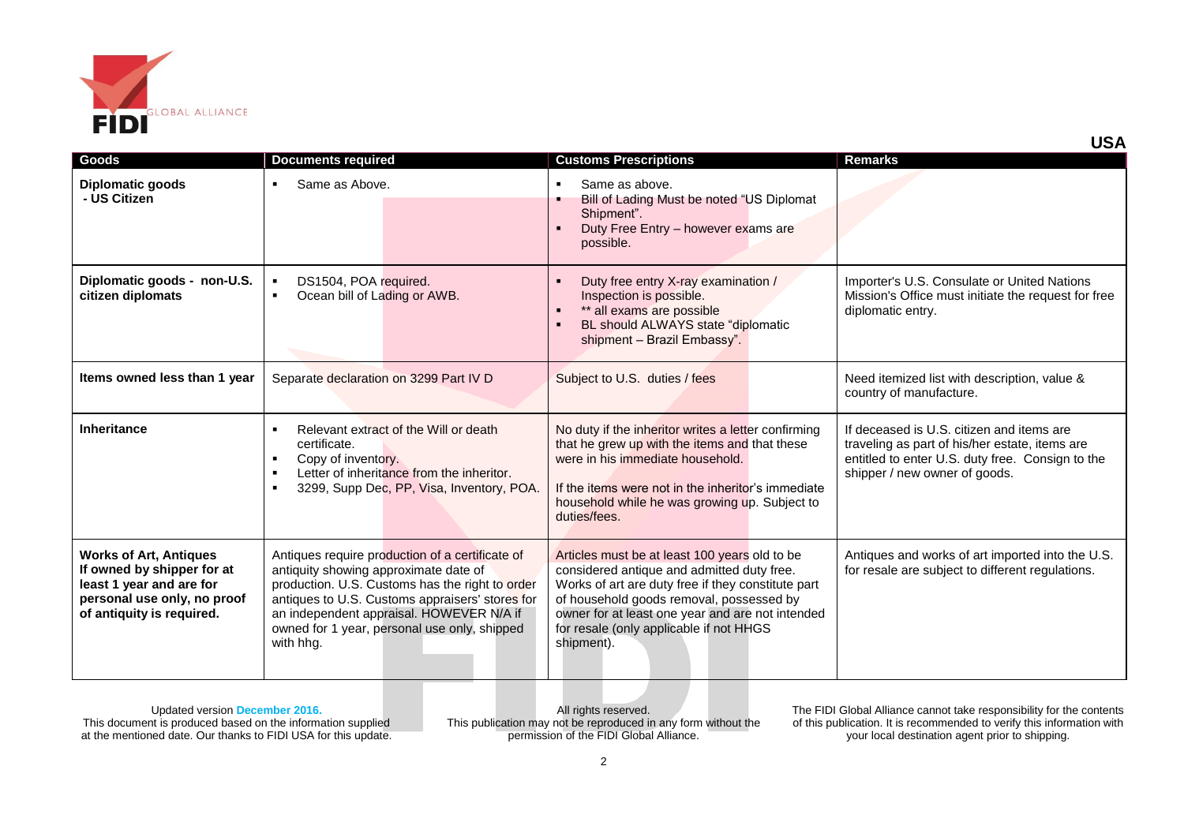**USA**

| Goods | Documents required | Customs Prescriptions | Remarks |
|---|---|---|---|
| **Diplomatic goods - US Citizen** | ▪ Same as Above. | ▪ Same as above. ▪ Bill of Lading Must be noted "US Diplomat Shipment". ▪ Duty Free Entry – however exams are possible. | |
| **Diplomatic goods - non-U.S. citizen diplomats** | ▪ DS1504, POA required. ▪ Ocean bill of Lading or AWB. | ▪ Duty free entry X-ray examination / Inspection is possible. ▪ ** all exams are possible ▪ BL should ALWAYS state "diplomatic shipment – Brazil Embassy". | Importer's U.S. Consulate or United Nations Mission's Office must initiate the request for free diplomatic entry. |
| **Items owned less than 1 year** | Separate declaration on 3299 Part IV D | Subject to U.S. duties / fees | Need itemized list with description, value & country of manufacture. |
| **Inheritance** | ▪ Relevant extract of the Will or death certificate. ▪ Copy of inventory. ▪ Letter of inheritance from the inheritor. ▪ 3299, Supp Dec, PP, Visa, Inventory, POA. | No duty if the inheritor writes a letter confirming that he grew up with the items and that these were in his immediate household. If the items were not in the inheritor's immediate household while he was growing up. Subject to duties/fees. | If deceased is U.S. citizen and items are traveling as part of his/her estate, items are entitled to enter U.S. duty free. Consign to the shipper / new owner of goods. |
| **Works of Art, Antiques If owned by shipper for at least 1 year and are for personal use only, no proof of antiquity is required.** | Antiques require production of a certificate of antiquity showing approximate date of production. U.S. Customs has the right to order antiques to U.S. Customs appraisers' stores for an independent appraisal. HOWEVER N/A if owned for 1 year, personal use only, shipped with hhg. | Articles must be at least 100 years old to be considered antique and admitted duty free. Works of art are duty free if they constitute part of household goods removal, possessed by owner for at least one year and are not intended for resale (only applicable if not HHGS shipment). | Antiques and works of art imported into the U.S. for resale are subject to different regulations. |

Updated version **December 2016.**
This document is produced based on the information supplied at the mentioned date. Our thanks to FIDI USA for this update.

All rights reserved.
This publication may not be reproduced in any form without the permission of the FIDI Global Alliance.

The FIDI Global Alliance cannot take responsibility for the contents of this publication. It is recommended to verify this information with your local destination agent prior to shipping.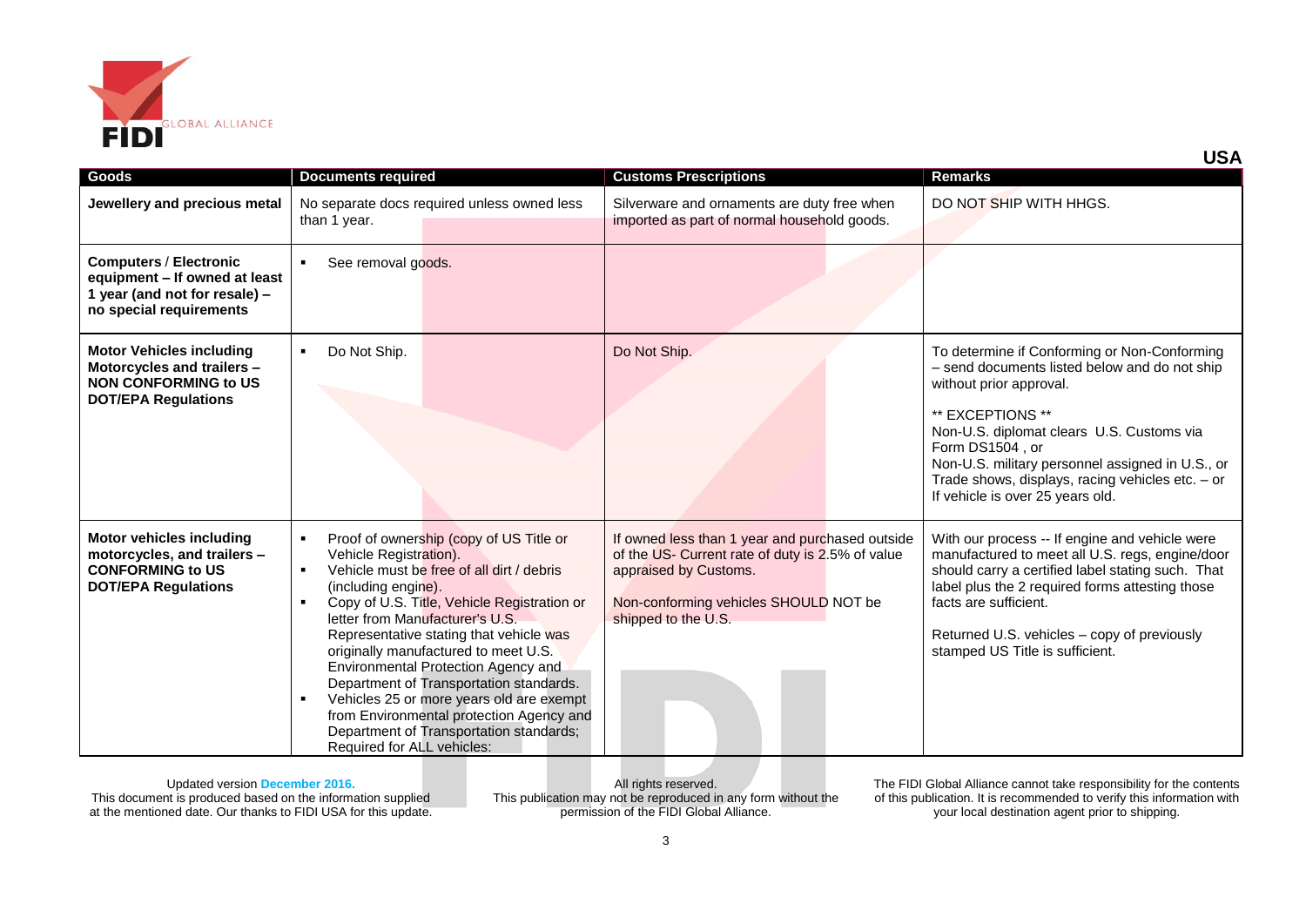## USA

| Goods | Documents required | Customs Prescriptions | Remarks |
|---|---|---|---|
| **Jewellery and precious metal** | No separate docs required unless owned less than 1 year. | Silverware and ornaments are duty free when imported as part of normal household goods. | DO NOT SHIP WITH HHGS. |
| **Computers / Electronic equipment – If owned at least 1 year (and not for resale) – no special requirements** | ▪ See removal goods. | | |
| **Motor Vehicles including Motorcycles and trailers – NON CONFORMING to US DOT/EPA Regulations** | ▪ Do Not Ship. | Do Not Ship. | To determine if Conforming or Non-Conforming – send documents listed below and do not ship without prior approval.<br><br>** EXCEPTIONS **<br>Non-U.S. diplomat clears U.S. Customs via Form DS1504 , or<br>Non-U.S. military personnel assigned in U.S., or<br>Trade shows, displays, racing vehicles etc. – or<br>If vehicle is over 25 years old. |
| **Motor vehicles including motorcycles, and trailers – CONFORMING to US DOT/EPA Regulations** | ▪ Proof of ownership (copy of US Title or Vehicle Registration).<br>▪ Vehicle must be free of all dirt / debris (including engine).<br>▪ Copy of U.S. Title, Vehicle Registration or letter from Manufacturer's U.S. Representative stating that vehicle was originally manufactured to meet U.S. Environmental Protection Agency and Department of Transportation standards.<br>▪ Vehicles 25 or more years old are exempt from Environmental protection Agency and Department of Transportation standards; Required for ALL vehicles: | If owned less than 1 year and purchased outside of the US- Current rate of duty is 2.5% of value appraised by Customs.<br><br>Non-conforming vehicles SHOULD NOT be shipped to the U.S. | With our process -- If engine and vehicle were manufactured to meet all U.S. regs, engine/door should carry a certified label stating such. That label plus the 2 required forms attesting those facts are sufficient.<br><br>Returned U.S. vehicles – copy of previously stamped US Title is sufficient. |

Updated version **December 2016.**
This document is produced based on the information supplied at the mentioned date. Our thanks to FIDI USA for this update.

All rights reserved.
This publication may not be reproduced in any form without the permission of the FIDI Global Alliance.

The FIDI Global Alliance cannot take responsibility for the contents of this publication. It is recommended to verify this information with your local destination agent prior to shipping.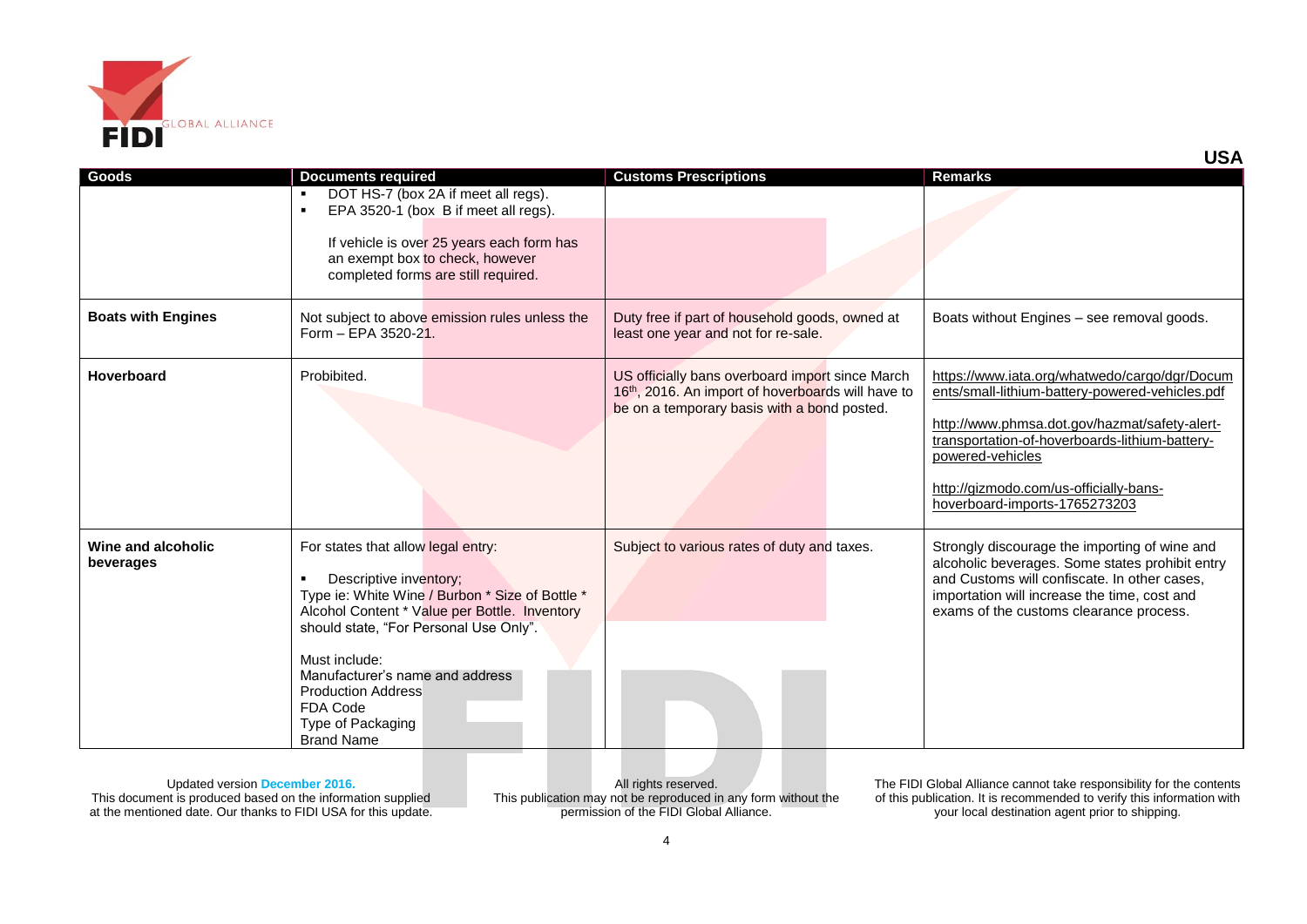**USA**

| Goods | Documents required | Customs Prescriptions | Remarks |
| --- | --- | --- | --- |
| | ▪ DOT HS-7 (box 2A if meet all regs).<br>▪ EPA 3520-1 (box B if meet all regs).<br><br>If vehicle is over 25 years each form has an exempt box to check, however completed forms are still required. | | |
| **Boats with Engines** | Not subject to above emission rules unless the Form – EPA 3520-21. | Duty free if part of household goods, owned at least one year and not for re-sale. | Boats without Engines – see removal goods. |
| **Hoverboard** | Prohibited. | US officially bans overboard import since March 16th, 2016. An import of hoverboards will have to be on a temporary basis with a bond posted. | https://www.iata.org/whatwedo/cargo/dgr/Documents/small-lithium-battery-powered-vehicles.pdf<br><br>http://www.phmsa.dot.gov/hazmat/safety-alert-transportation-of-hoverboards-lithium-battery-powered-vehicles<br><br>http://gizmodo.com/us-officially-bans-hoverboard-imports-1765273203 |
| **Wine and alcoholic beverages** | For states that allow legal entry:<br><br>▪ Descriptive inventory;<br>Type ie: White Wine / Burbon * Size of Bottle * Alcohol Content * Value per Bottle. Inventory should state, "For Personal Use Only".<br><br>Must include:<br>Manufacturer's name and address<br>Production Address<br>FDA Code<br>Type of Packaging<br>Brand Name | Subject to various rates of duty and taxes. | Strongly discourage the importing of wine and alcoholic beverages. Some states prohibit entry and Customs will confiscate. In other cases, importation will increase the time, cost and exams of the customs clearance process. |

Updated version December 2016.
This document is produced based on the information supplied at the mentioned date. Our thanks to FIDI USA for this update.

All rights reserved.
This publication may not be reproduced in any form without the permission of the FIDI Global Alliance.

The FIDI Global Alliance cannot take responsibility for the contents of this publication. It is recommended to verify this information with your local destination agent prior to shipping.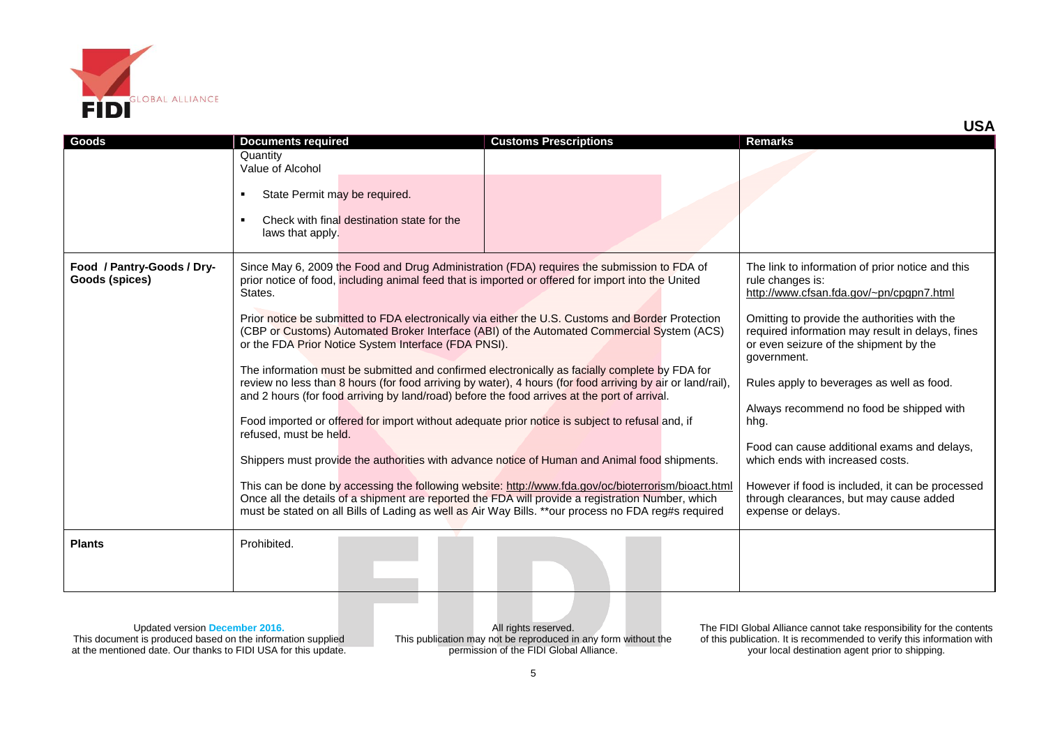**USA**

| Goods | Documents required | Customs Prescriptions | Remarks |
|---|---|---|---|
| | Quantity<br>Value of Alcohol<br><br>▪ State Permit may be required.<br><br>▪ Check with final destination state for the laws that apply. | | |
| **Food / Pantry-Goods / Dry-Goods (spices)** | Since May 6, 2009 the Food and Drug Administration (FDA) requires the submission to FDA of prior notice of food, including animal feed that is imported or offered for import into the United States.<br><br>Prior notice be submitted to FDA electronically via either the U.S. Customs and Border Protection (CBP or Customs) Automated Broker Interface (ABI) of the Automated Commercial System (ACS) or the FDA Prior Notice System Interface (FDA PNSI).<br><br>The information must be submitted and confirmed electronically as facially complete by FDA for review no less than 8 hours (for food arriving by water), 4 hours (for food arriving by air or land/rail), and 2 hours (for food arriving by land/road) before the food arrives at the port of arrival.<br><br>Food imported or offered for import without adequate prior notice is subject to refusal and, if refused, must be held.<br><br>Shippers must provide the authorities with advance notice of Human and Animal food shipments.<br><br>This can be done by accessing the following website: http://www.fda.gov/oc/bioterrorism/bioact.html Once all the details of a shipment are reported the FDA will provide a registration Number, which must be stated on all Bills of Lading as well as Air Way Bills. **our process no FDA reg#s required | | The link to information of prior notice and this rule changes is: http://www.cfsan.fda.gov/~pn/cpgpn7.html<br><br>Omitting to provide the authorities with the required information may result in delays, fines or even seizure of the shipment by the government.<br><br>Rules apply to beverages as well as food.<br><br>Always recommend no food be shipped with hhg.<br><br>Food can cause additional exams and delays, which ends with increased costs.<br><br>However if food is included, it can be processed through clearances, but may cause added expense or delays. |
| **Plants** | Prohibited. | | |

Updated version December 2016.
This document is produced based on the information supplied at the mentioned date. Our thanks to FIDI USA for this update.

All rights reserved.
This publication may not be reproduced in any form without the permission of the FIDI Global Alliance.

The FIDI Global Alliance cannot take responsibility for the contents of this publication. It is recommended to verify this information with your local destination agent prior to shipping.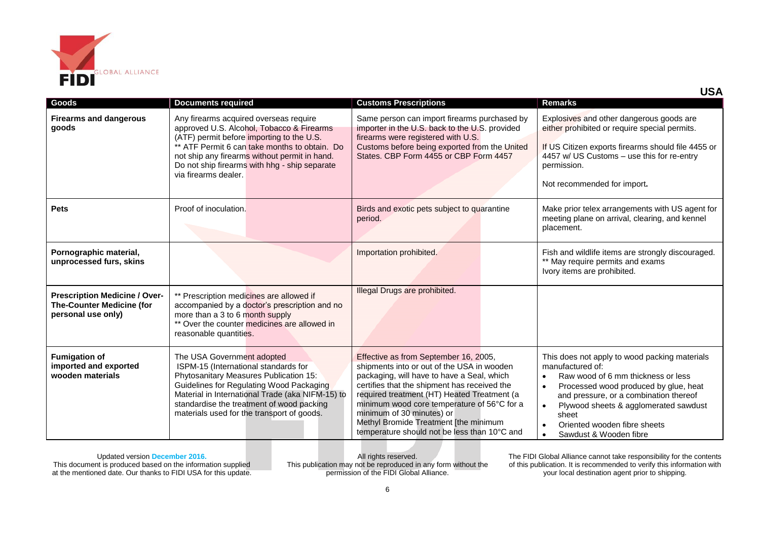## USA

| Goods | Documents required | Customs Prescriptions | Remarks |
|---|---|---|---|
| **Firearms and dangerous goods** | Any firearms acquired overseas require approved U.S. Alcohol, Tobacco & Firearms (ATF) permit before importing to the U.S.<br>** ATF Permit 6 can take months to obtain. Do not ship any firearms without permit in hand. Do not ship firearms with hhg - ship separate via firearms dealer. | Same person can import firearms purchased by importer in the U.S. back to the U.S. provided firearms were registered with U.S. Customs before being exported from the United States. CBP Form 4455 or CBP Form 4457 | Explosives and other dangerous goods are either prohibited or require special permits.<br><br>If US Citizen exports firearms should file 4455 or 4457 w/ US Customs – use this for re-entry permission.<br><br>Not recommended for import**.** |
| **Pets** | Proof of inoculation. | Birds and exotic pets subject to quarantine period. | Make prior telex arrangements with US agent for meeting plane on arrival, clearing, and kennel placement. |
| **Pornographic material, unprocessed furs, skins** | | Importation prohibited. | Fish and wildlife items are strongly discouraged.<br>** May require permits and exams<br>Ivory items are prohibited. |
| **Prescription Medicine / Over-The-Counter Medicine (for personal use only)** | ** Prescription medicines are allowed if accompanied by a doctor's prescription and no more than a 3 to 6 month supply<br>** Over the counter medicines are allowed in reasonable quantities. | Illegal Drugs are prohibited. | |
| **Fumigation of imported and exported wooden materials** | The USA Government adopted ISPM-15 (International standards for Phytosanitary Measures Publication 15: Guidelines for Regulating Wood Packaging Material in International Trade (aka NIFM-15) to standardise the treatment of wood packing materials used for the transport of goods. | Effective as from September 16, 2005, shipments into or out of the USA in wooden packaging, will have to have a Seal, which certifies that the shipment has received the required treatment (HT) Heated Treatment (a minimum wood core temperature of 56°C for a minimum of 30 minutes) or<br>Methyl Bromide Treatment [the minimum temperature should not be less than 10°C and | This does not apply to wood packing materials manufactured of:<br>• Raw wood of 6 mm thickness or less<br>• Processed wood produced by glue, heat and pressure, or a combination thereof<br>• Plywood sheets & agglomerated sawdust sheet<br>• Oriented wooden fibre sheets<br>• Sawdust & Wooden fibre |

Updated version **December 2016.**
This document is produced based on the information supplied at the mentioned date. Our thanks to FIDI USA for this update.

All rights reserved.
This publication may not be reproduced in any form without the permission of the FIDI Global Alliance.

The FIDI Global Alliance cannot take responsibility for the contents of this publication. It is recommended to verify this information with your local destination agent prior to shipping.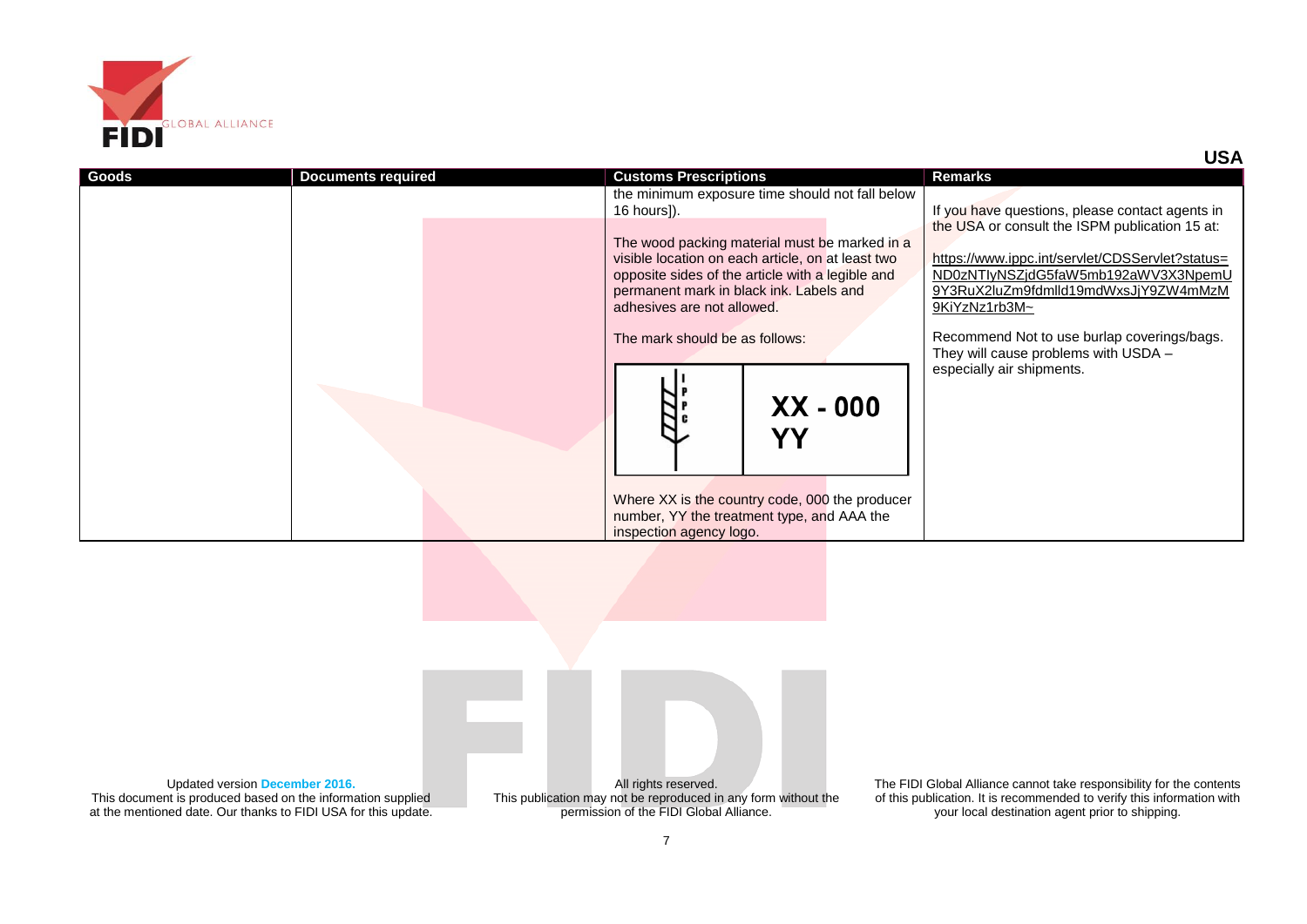USA

| Goods | Documents required | Customs Prescriptions | Remarks |
|---|---|---|---|
| | | the minimum exposure time should not fall below 16 hours]).<br><br>The wood packing material must be marked in a visible location on each article, on at least two opposite sides of the article with a legible and permanent mark in black ink. Labels and adhesives are not allowed.<br><br>The mark should be as follows:<br><br>IPPC XX - 000 YY<br><br>Where XX is the country code, 000 the producer number, YY the treatment type, and AAA the inspection agency logo. | If you have questions, please contact agents in the USA or consult the ISPM publication 15 at:<br><br>https://www.ippc.int/servlet/CDSServlet?status=ND0zNTIyNSZjdG5faW5mb192aWV3X3NpemU9Y3RuX2luZm9fdmlld19mdWxsJjY9ZW4mMzM9KiYzNz1rb3M~<br><br>Recommend Not to use burlap coverings/bags. They will cause problems with USDA – especially air shipments. |

Updated version **December 2016.**
This document is produced based on the information supplied at the mentioned date. Our thanks to FIDI USA for this update.

All rights reserved.
This publication may not be reproduced in any form without the permission of the FIDI Global Alliance.

The FIDI Global Alliance cannot take responsibility for the contents of this publication. It is recommended to verify this information with your local destination agent prior to shipping.